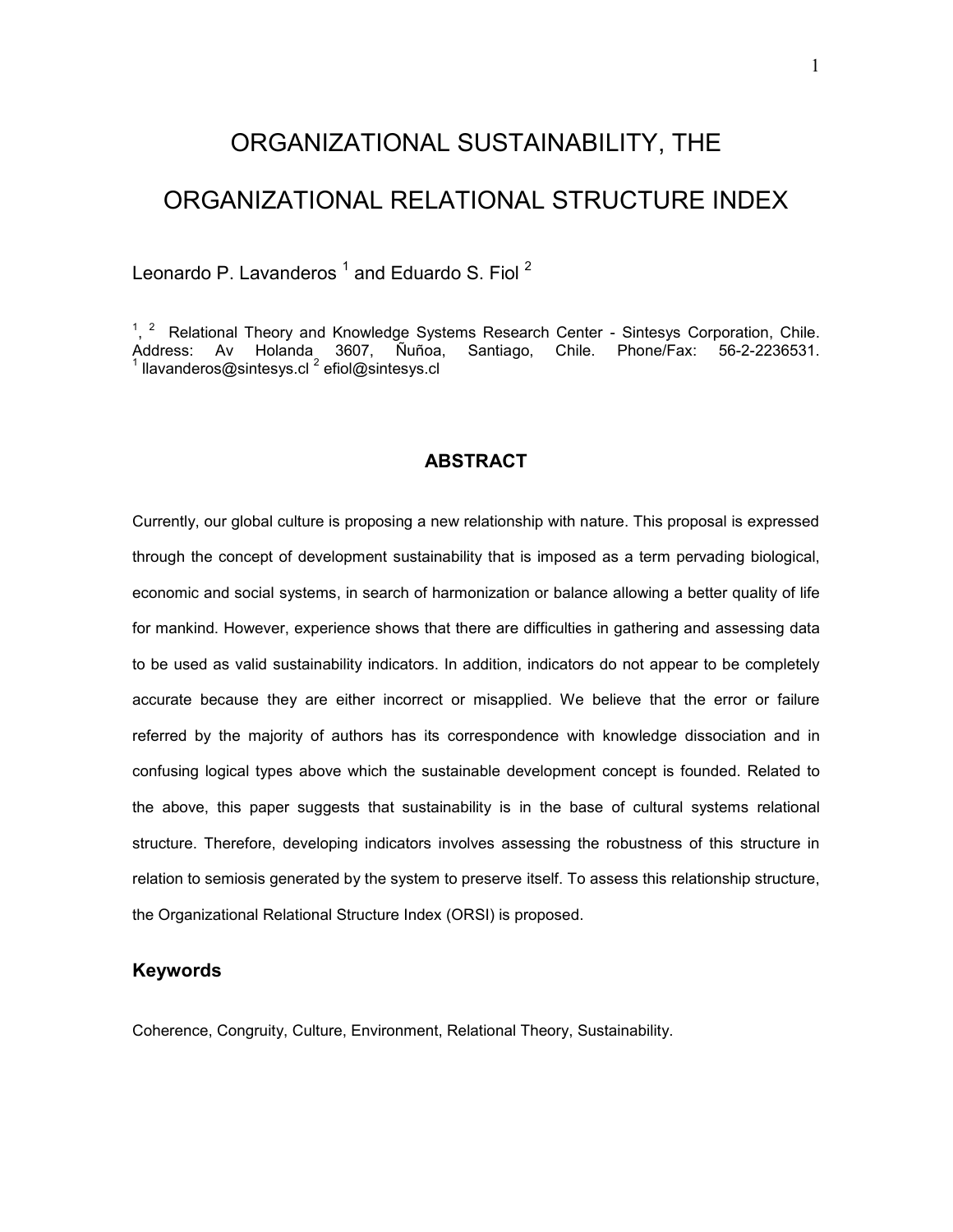# ORGANIZATIONAL SUSTAINABILITY, THE ORGANIZATIONAL RELATIONAL STRUCTURE INDEX

Leonardo P. Lavanderos [1] and Eduardo S. Fiol [2]

[1], [2] Relational Theory and Knowledge Systems Research Center - Sintesys Corporation, Chile. Address: Av Holanda 3607, Ñuñoa, Santiago, Chile. Phone/Fax: 56-2-2236531.
[1] llavanderos@sintesys.cl [2] efiol@sintesys.cl

## ABSTRACT

Currently, our global culture is proposing a new relationship with nature. This proposal is expressed through the concept of development sustainability that is imposed as a term pervading biological, economic and social systems, in search of harmonization or balance allowing a better quality of life for mankind. However, experience shows that there are difficulties in gathering and assessing data to be used as valid sustainability indicators. In addition, indicators do not appear to be completely accurate because they are either incorrect or misapplied. We believe that the error or failure referred by the majority of authors has its correspondence with knowledge dissociation and in confusing logical types above which the sustainable development concept is founded. Related to the above, this paper suggests that sustainability is in the base of cultural systems relational structure. Therefore, developing indicators involves assessing the robustness of this structure in relation to semiosis generated by the system to preserve itself. To assess this relationship structure, the Organizational Relational Structure Index (ORSI) is proposed.

### Keywords

Coherence, Congruity, Culture, Environment, Relational Theory, Sustainability.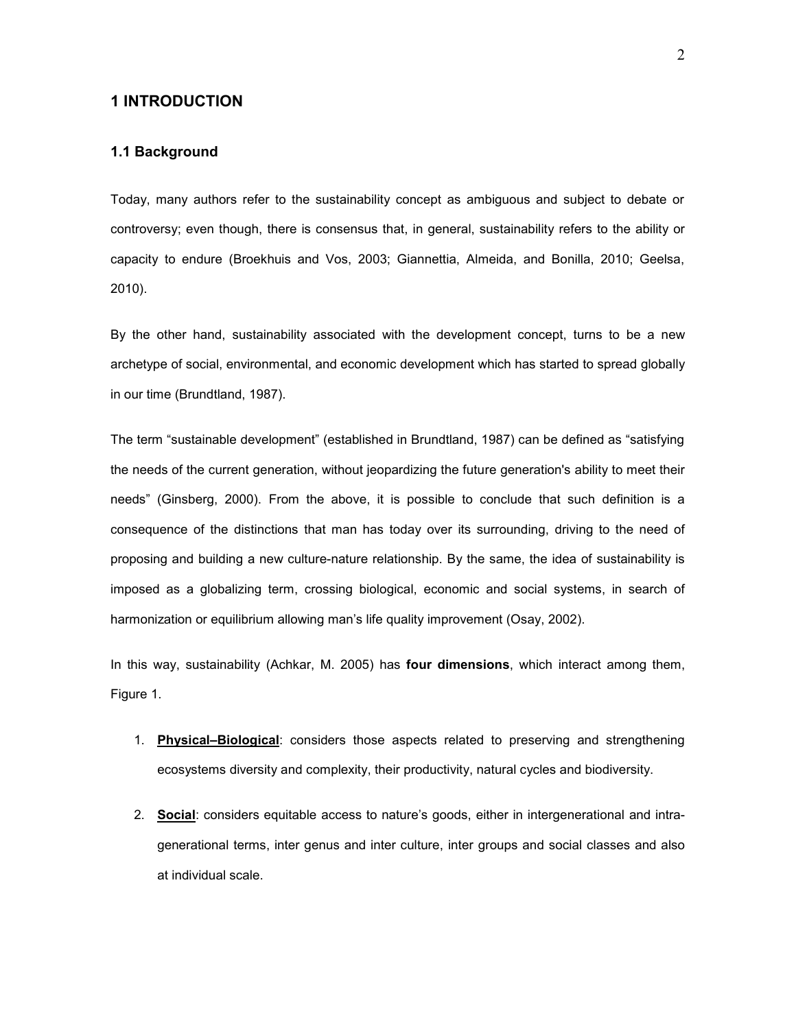# 1 INTRODUCTION

## 1.1 Background

Today, many authors refer to the sustainability concept as ambiguous and subject to debate or controversy; even though, there is consensus that, in general, sustainability refers to the ability or capacity to endure (Broekhuis and Vos, 2003; Giannettia, Almeida, and Bonilla, 2010; Geelsa, 2010).

By the other hand, sustainability associated with the development concept, turns to be a new archetype of social, environmental, and economic development which has started to spread globally in our time (Brundtland, 1987).

The term "sustainable development" (established in Brundtland, 1987) can be defined as "satisfying the needs of the current generation, without jeopardizing the future generation's ability to meet their needs" (Ginsberg, 2000). From the above, it is possible to conclude that such definition is a consequence of the distinctions that man has today over its surrounding, driving to the need of proposing and building a new culture-nature relationship. By the same, the idea of sustainability is imposed as a globalizing term, crossing biological, economic and social systems, in search of harmonization or equilibrium allowing man's life quality improvement (Osay, 2002).

In this way, sustainability (Achkar, M. 2005) has **four dimensions**, which interact among them, Figure 1.

1. **Physical–Biological**: considers those aspects related to preserving and strengthening ecosystems diversity and complexity, their productivity, natural cycles and biodiversity.

2. **Social**: considers equitable access to nature's goods, either in intergenerational and intra-generational terms, inter genus and inter culture, inter groups and social classes and also at individual scale.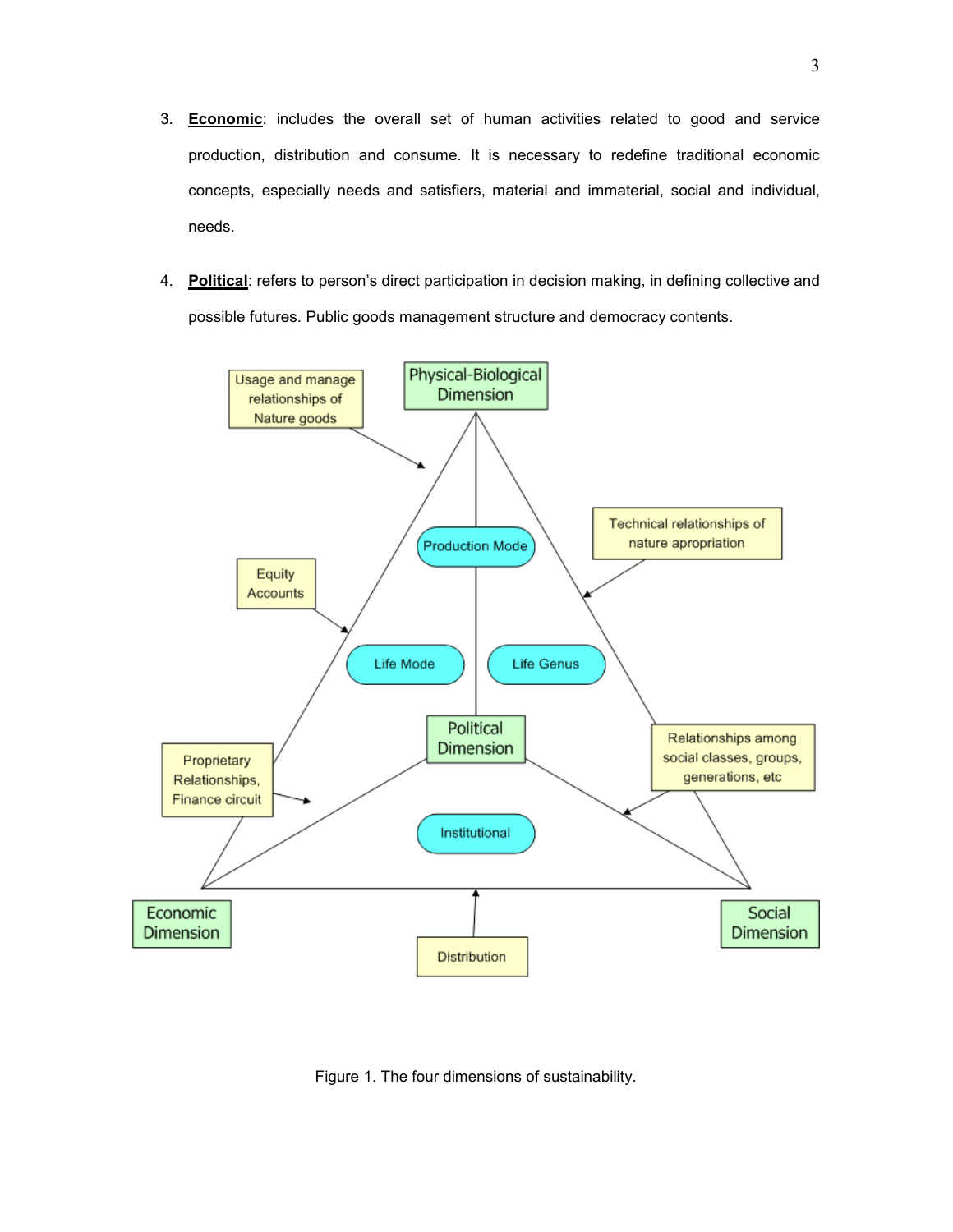3. **Economic**: includes the overall set of human activities related to good and service production, distribution and consume. It is necessary to redefine traditional economic concepts, especially needs and satisfiers, material and immaterial, social and individual, needs.

4. **Political**: refers to person's direct participation in decision making, in defining collective and possible futures. Public goods management structure and democracy contents.

Figure 1. The four dimensions of sustainability.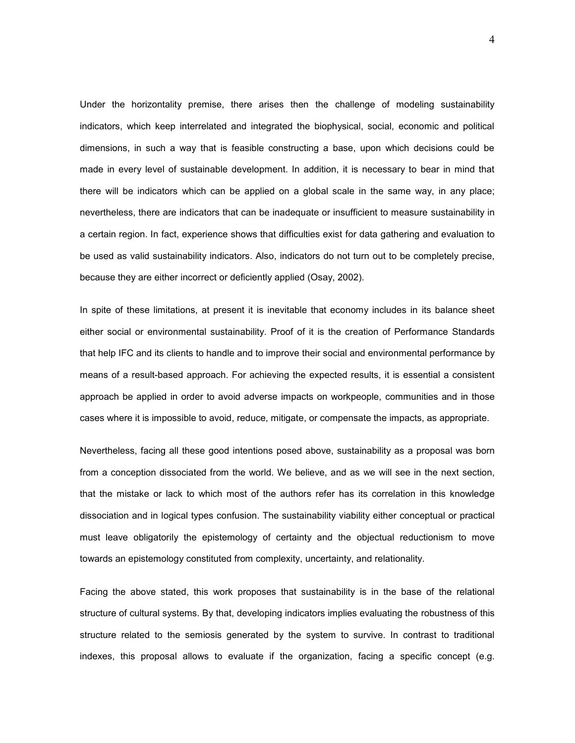Under the horizontality premise, there arises then the challenge of modeling sustainability indicators, which keep interrelated and integrated the biophysical, social, economic and political dimensions, in such a way that is feasible constructing a base, upon which decisions could be made in every level of sustainable development. In addition, it is necessary to bear in mind that there will be indicators which can be applied on a global scale in the same way, in any place; nevertheless, there are indicators that can be inadequate or insufficient to measure sustainability in a certain region. In fact, experience shows that difficulties exist for data gathering and evaluation to be used as valid sustainability indicators. Also, indicators do not turn out to be completely precise, because they are either incorrect or deficiently applied (Osay, 2002).

In spite of these limitations, at present it is inevitable that economy includes in its balance sheet either social or environmental sustainability. Proof of it is the creation of Performance Standards that help IFC and its clients to handle and to improve their social and environmental performance by means of a result-based approach. For achieving the expected results, it is essential a consistent approach be applied in order to avoid adverse impacts on workpeople, communities and in those cases where it is impossible to avoid, reduce, mitigate, or compensate the impacts, as appropriate.

Nevertheless, facing all these good intentions posed above, sustainability as a proposal was born from a conception dissociated from the world. We believe, and as we will see in the next section, that the mistake or lack to which most of the authors refer has its correlation in this knowledge dissociation and in logical types confusion. The sustainability viability either conceptual or practical must leave obligatorily the epistemology of certainty and the objectual reductionism to move towards an epistemology constituted from complexity, uncertainty, and relationality.

Facing the above stated, this work proposes that sustainability is in the base of the relational structure of cultural systems. By that, developing indicators implies evaluating the robustness of this structure related to the semiosis generated by the system to survive. In contrast to traditional indexes, this proposal allows to evaluate if the organization, facing a specific concept (e.g.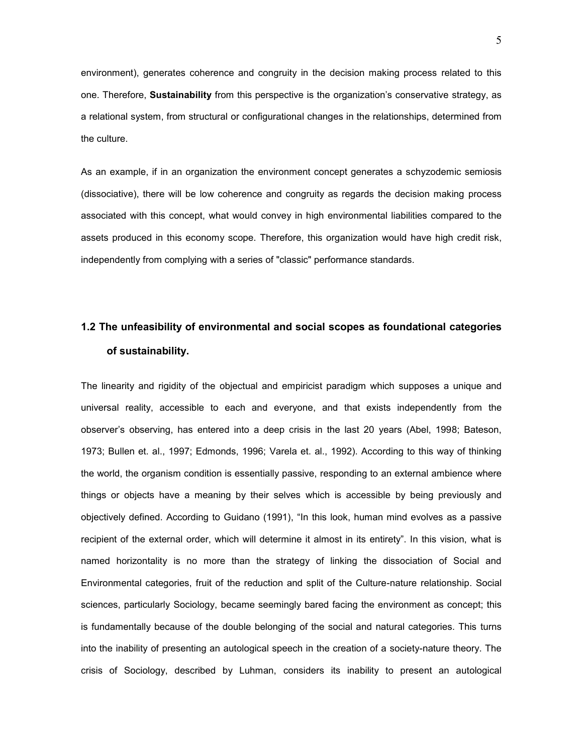environment), generates coherence and congruity in the decision making process related to this one. Therefore, **Sustainability** from this perspective is the organization's conservative strategy, as a relational system, from structural or configurational changes in the relationships, determined from the culture.

As an example, if in an organization the environment concept generates a schyzodemic semiosis (dissociative), there will be low coherence and congruity as regards the decision making process associated with this concept, what would convey in high environmental liabilities compared to the assets produced in this economy scope. Therefore, this organization would have high credit risk, independently from complying with a series of "classic" performance standards.

## 1.2 The unfeasibility of environmental and social scopes as foundational categories of sustainability.

The linearity and rigidity of the objectual and empiricist paradigm which supposes a unique and universal reality, accessible to each and everyone, and that exists independently from the observer's observing, has entered into a deep crisis in the last 20 years (Abel, 1998; Bateson, 1973; Bullen et. al., 1997; Edmonds, 1996; Varela et. al., 1992). According to this way of thinking the world, the organism condition is essentially passive, responding to an external ambience where things or objects have a meaning by their selves which is accessible by being previously and objectively defined. According to Guidano (1991), "In this look, human mind evolves as a passive recipient of the external order, which will determine it almost in its entirety". In this vision, what is named horizontality is no more than the strategy of linking the dissociation of Social and Environmental categories, fruit of the reduction and split of the Culture-nature relationship. Social sciences, particularly Sociology, became seemingly bared facing the environment as concept; this is fundamentally because of the double belonging of the social and natural categories. This turns into the inability of presenting an autological speech in the creation of a society-nature theory. The crisis of Sociology, described by Luhman, considers its inability to present an autological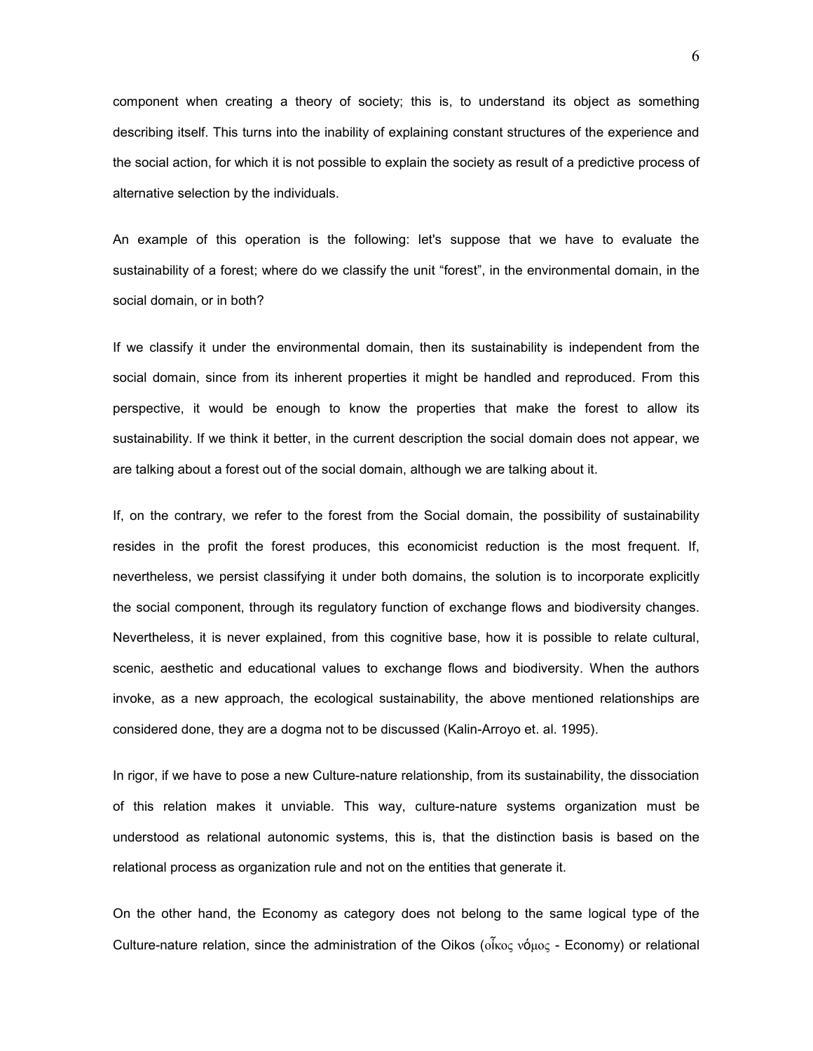component when creating a theory of society; this is, to understand its object as something describing itself. This turns into the inability of explaining constant structures of the experience and the social action, for which it is not possible to explain the society as result of a predictive process of alternative selection by the individuals.

An example of this operation is the following: let's suppose that we have to evaluate the sustainability of a forest; where do we classify the unit "forest", in the environmental domain, in the social domain, or in both?

If we classify it under the environmental domain, then its sustainability is independent from the social domain, since from its inherent properties it might be handled and reproduced. From this perspective, it would be enough to know the properties that make the forest to allow its sustainability. If we think it better, in the current description the social domain does not appear, we are talking about a forest out of the social domain, although we are talking about it.

If, on the contrary, we refer to the forest from the Social domain, the possibility of sustainability resides in the profit the forest produces, this economicist reduction is the most frequent. If, nevertheless, we persist classifying it under both domains, the solution is to incorporate explicitly the social component, through its regulatory function of exchange flows and biodiversity changes. Nevertheless, it is never explained, from this cognitive base, how it is possible to relate cultural, scenic, aesthetic and educational values to exchange flows and biodiversity. When the authors invoke, as a new approach, the ecological sustainability, the above mentioned relationships are considered done, they are a dogma not to be discussed (Kalin-Arroyo et. al. 1995).

In rigor, if we have to pose a new Culture-nature relationship, from its sustainability, the dissociation of this relation makes it unviable. This way, culture-nature systems organization must be understood as relational autonomic systems, this is, that the distinction basis is based on the relational process as organization rule and not on the entities that generate it.

On the other hand, the Economy as category does not belong to the same logical type of the Culture-nature relation, since the administration of the Oikos (οἶκος νόμος - Economy) or relational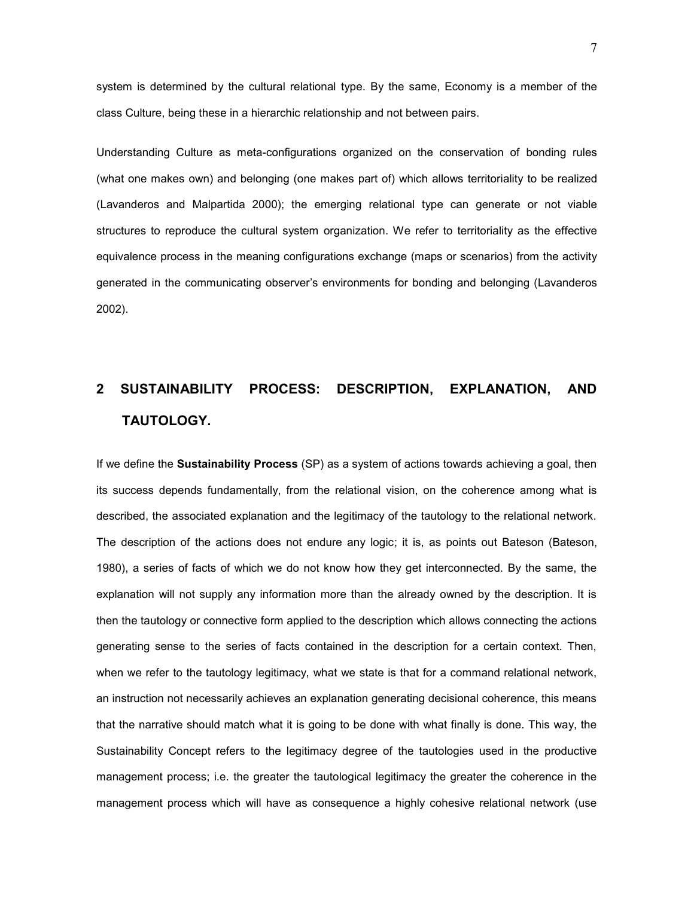system is determined by the cultural relational type. By the same, Economy is a member of the class Culture, being these in a hierarchic relationship and not between pairs.

Understanding Culture as meta-configurations organized on the conservation of bonding rules (what one makes own) and belonging (one makes part of) which allows territoriality to be realized (Lavanderos and Malpartida 2000); the emerging relational type can generate or not viable structures to reproduce the cultural system organization. We refer to territoriality as the effective equivalence process in the meaning configurations exchange (maps or scenarios) from the activity generated in the communicating observer's environments for bonding and belonging (Lavanderos 2002).

## 2 SUSTAINABILITY PROCESS: DESCRIPTION, EXPLANATION, AND TAUTOLOGY.

If we define the **Sustainability Process** (SP) as a system of actions towards achieving a goal, then its success depends fundamentally, from the relational vision, on the coherence among what is described, the associated explanation and the legitimacy of the tautology to the relational network. The description of the actions does not endure any logic; it is, as points out Bateson (Bateson, 1980), a series of facts of which we do not know how they get interconnected. By the same, the explanation will not supply any information more than the already owned by the description. It is then the tautology or connective form applied to the description which allows connecting the actions generating sense to the series of facts contained in the description for a certain context. Then, when we refer to the tautology legitimacy, what we state is that for a command relational network, an instruction not necessarily achieves an explanation generating decisional coherence, this means that the narrative should match what it is going to be done with what finally is done. This way, the Sustainability Concept refers to the legitimacy degree of the tautologies used in the productive management process; i.e. the greater the tautological legitimacy the greater the coherence in the management process which will have as consequence a highly cohesive relational network (use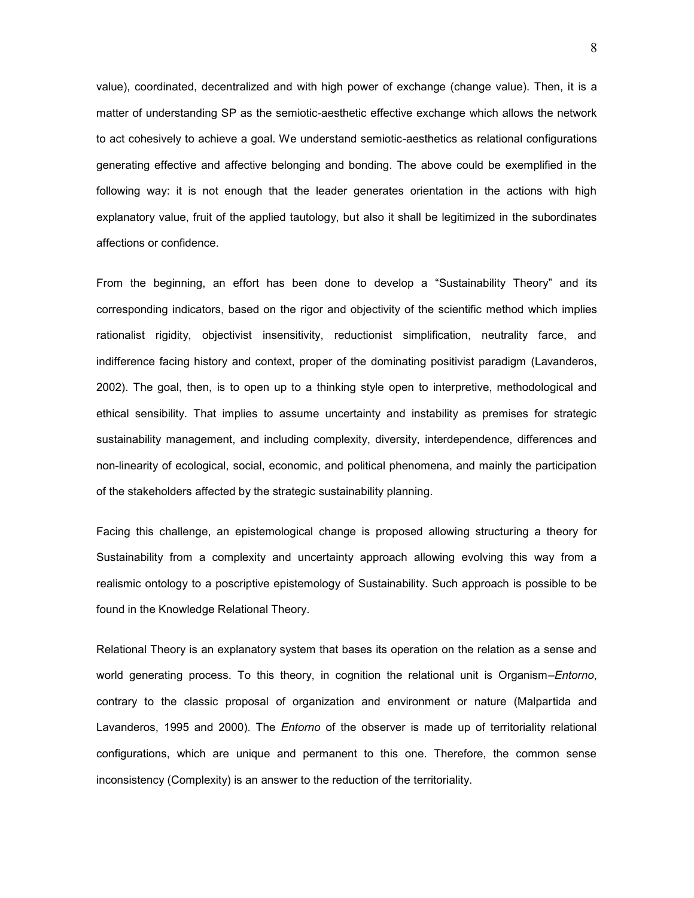value), coordinated, decentralized and with high power of exchange (change value). Then, it is a matter of understanding SP as the semiotic-aesthetic effective exchange which allows the network to act cohesively to achieve a goal. We understand semiotic-aesthetics as relational configurations generating effective and affective belonging and bonding. The above could be exemplified in the following way: it is not enough that the leader generates orientation in the actions with high explanatory value, fruit of the applied tautology, but also it shall be legitimized in the subordinates affections or confidence.

From the beginning, an effort has been done to develop a "Sustainability Theory" and its corresponding indicators, based on the rigor and objectivity of the scientific method which implies rationalist rigidity, objectivist insensitivity, reductionist simplification, neutrality farce, and indifference facing history and context, proper of the dominating positivist paradigm (Lavanderos, 2002). The goal, then, is to open up to a thinking style open to interpretive, methodological and ethical sensibility. That implies to assume uncertainty and instability as premises for strategic sustainability management, and including complexity, diversity, interdependence, differences and non-linearity of ecological, social, economic, and political phenomena, and mainly the participation of the stakeholders affected by the strategic sustainability planning.

Facing this challenge, an epistemological change is proposed allowing structuring a theory for Sustainability from a complexity and uncertainty approach allowing evolving this way from a realismic ontology to a poscriptive epistemology of Sustainability. Such approach is possible to be found in the Knowledge Relational Theory.

Relational Theory is an explanatory system that bases its operation on the relation as a sense and world generating process. To this theory, in cognition the relational unit is Organism–*Entorno*, contrary to the classic proposal of organization and environment or nature (Malpartida and Lavanderos, 1995 and 2000). The *Entorno* of the observer is made up of territoriality relational configurations, which are unique and permanent to this one. Therefore, the common sense inconsistency (Complexity) is an answer to the reduction of the territoriality.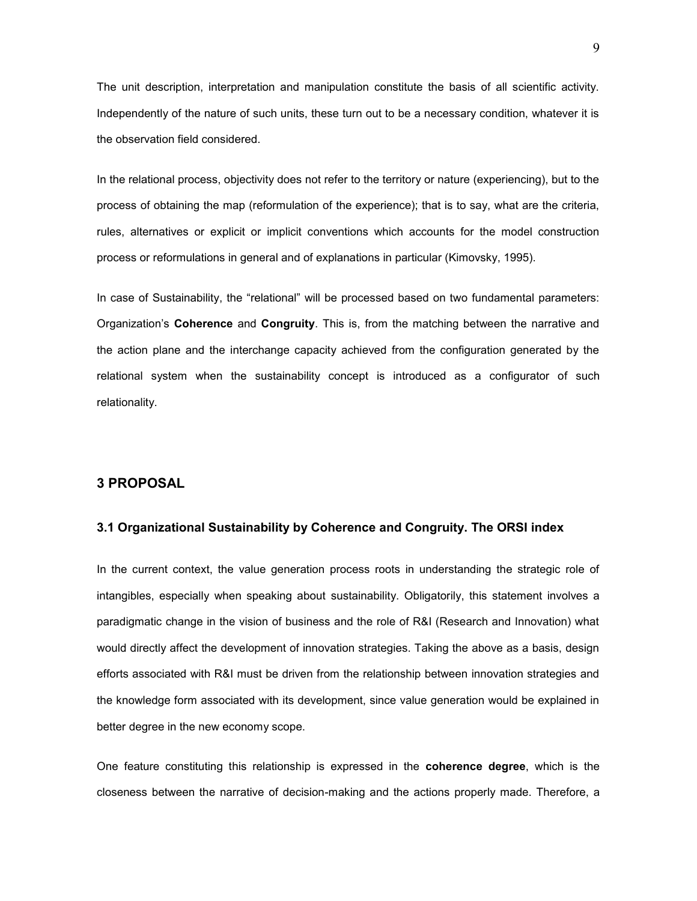The unit description, interpretation and manipulation constitute the basis of all scientific activity. Independently of the nature of such units, these turn out to be a necessary condition, whatever it is the observation field considered.

In the relational process, objectivity does not refer to the territory or nature (experiencing), but to the process of obtaining the map (reformulation of the experience); that is to say, what are the criteria, rules, alternatives or explicit or implicit conventions which accounts for the model construction process or reformulations in general and of explanations in particular (Kimovsky, 1995).

In case of Sustainability, the "relational" will be processed based on two fundamental parameters: Organization's **Coherence** and **Congruity**. This is, from the matching between the narrative and the action plane and the interchange capacity achieved from the configuration generated by the relational system when the sustainability concept is introduced as a configurator of such relationality.

## 3 PROPOSAL

### 3.1 Organizational Sustainability by Coherence and Congruity. The ORSI index

In the current context, the value generation process roots in understanding the strategic role of intangibles, especially when speaking about sustainability. Obligatorily, this statement involves a paradigmatic change in the vision of business and the role of R&I (Research and Innovation) what would directly affect the development of innovation strategies. Taking the above as a basis, design efforts associated with R&I must be driven from the relationship between innovation strategies and the knowledge form associated with its development, since value generation would be explained in better degree in the new economy scope.

One feature constituting this relationship is expressed in the **coherence degree**, which is the closeness between the narrative of decision-making and the actions properly made. Therefore, a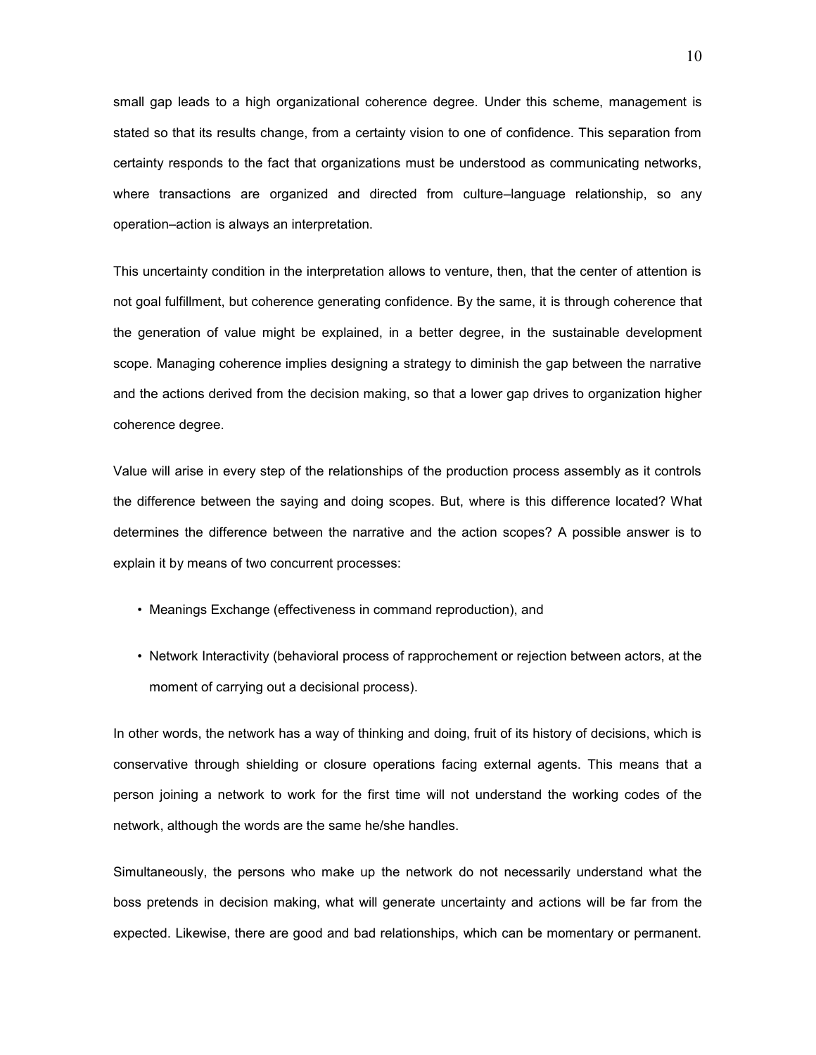small gap leads to a high organizational coherence degree. Under this scheme, management is stated so that its results change, from a certainty vision to one of confidence. This separation from certainty responds to the fact that organizations must be understood as communicating networks, where transactions are organized and directed from culture–language relationship, so any operation–action is always an interpretation.

This uncertainty condition in the interpretation allows to venture, then, that the center of attention is not goal fulfillment, but coherence generating confidence. By the same, it is through coherence that the generation of value might be explained, in a better degree, in the sustainable development scope. Managing coherence implies designing a strategy to diminish the gap between the narrative and the actions derived from the decision making, so that a lower gap drives to organization higher coherence degree.

Value will arise in every step of the relationships of the production process assembly as it controls the difference between the saying and doing scopes. But, where is this difference located? What determines the difference between the narrative and the action scopes? A possible answer is to explain it by means of two concurrent processes:

- Meanings Exchange (effectiveness in command reproduction), and
- Network Interactivity (behavioral process of rapprochement or rejection between actors, at the moment of carrying out a decisional process).

In other words, the network has a way of thinking and doing, fruit of its history of decisions, which is conservative through shielding or closure operations facing external agents. This means that a person joining a network to work for the first time will not understand the working codes of the network, although the words are the same he/she handles.

Simultaneously, the persons who make up the network do not necessarily understand what the boss pretends in decision making, what will generate uncertainty and actions will be far from the expected. Likewise, there are good and bad relationships, which can be momentary or permanent.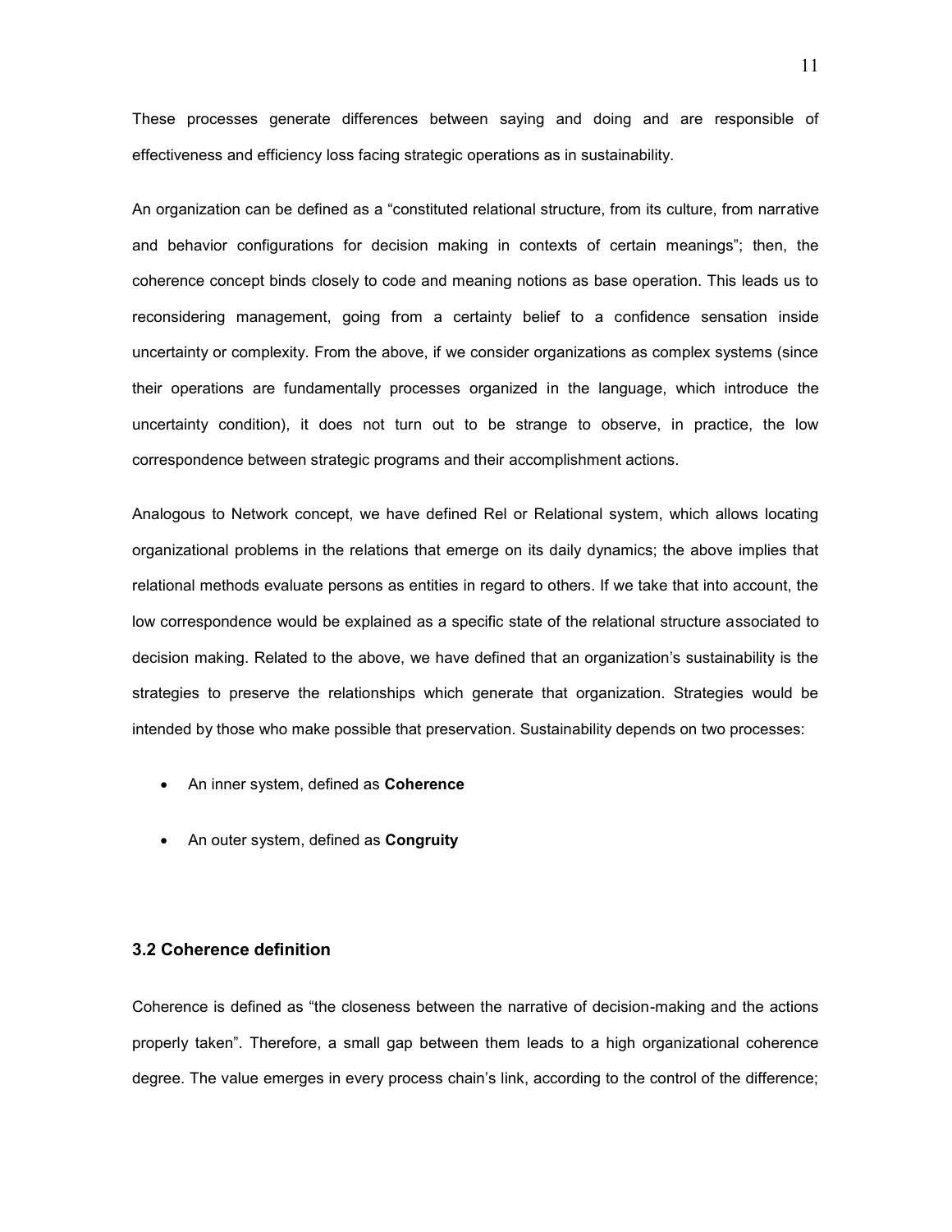These processes generate differences between saying and doing and are responsible of effectiveness and efficiency loss facing strategic operations as in sustainability.

An organization can be defined as a "constituted relational structure, from its culture, from narrative and behavior configurations for decision making in contexts of certain meanings"; then, the coherence concept binds closely to code and meaning notions as base operation. This leads us to reconsidering management, going from a certainty belief to a confidence sensation inside uncertainty or complexity. From the above, if we consider organizations as complex systems (since their operations are fundamentally processes organized in the language, which introduce the uncertainty condition), it does not turn out to be strange to observe, in practice, the low correspondence between strategic programs and their accomplishment actions.

Analogous to Network concept, we have defined Rel or Relational system, which allows locating organizational problems in the relations that emerge on its daily dynamics; the above implies that relational methods evaluate persons as entities in regard to others. If we take that into account, the low correspondence would be explained as a specific state of the relational structure associated to decision making. Related to the above, we have defined that an organization's sustainability is the strategies to preserve the relationships which generate that organization. Strategies would be intended by those who make possible that preservation. Sustainability depends on two processes:

- An inner system, defined as **Coherence**
- An outer system, defined as **Congruity**

### 3.2 Coherence definition

Coherence is defined as "the closeness between the narrative of decision-making and the actions properly taken". Therefore, a small gap between them leads to a high organizational coherence degree. The value emerges in every process chain's link, according to the control of the difference;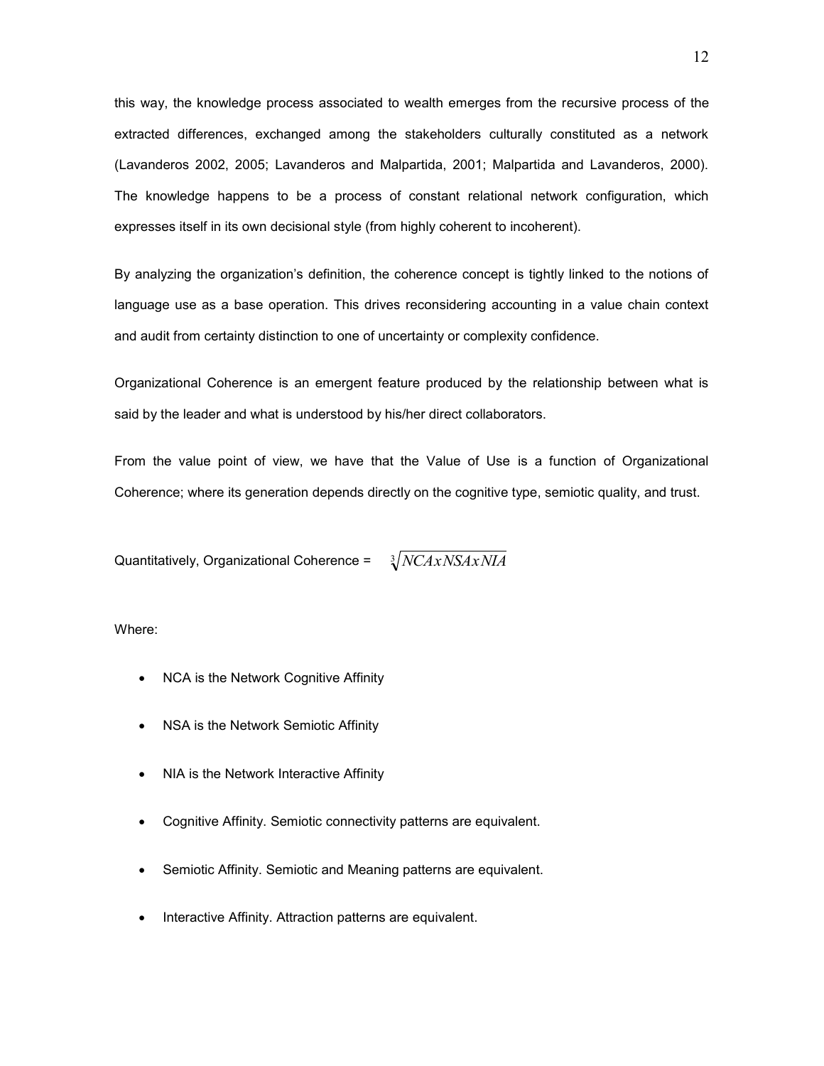this way, the knowledge process associated to wealth emerges from the recursive process of the extracted differences, exchanged among the stakeholders culturally constituted as a network (Lavanderos 2002, 2005; Lavanderos and Malpartida, 2001; Malpartida and Lavanderos, 2000). The knowledge happens to be a process of constant relational network configuration, which expresses itself in its own decisional style (from highly coherent to incoherent).

By analyzing the organization's definition, the coherence concept is tightly linked to the notions of language use as a base operation. This drives reconsidering accounting in a value chain context and audit from certainty distinction to one of uncertainty or complexity confidence.

Organizational Coherence is an emergent feature produced by the relationship between what is said by the leader and what is understood by his/her direct collaborators.

From the value point of view, we have that the Value of Use is a function of Organizational Coherence; where its generation depends directly on the cognitive type, semiotic quality, and trust.

Quantitatively, Organizational Coherence = $\sqrt[3]{NCA x NSA x NIA}$

Where:

- NCA is the Network Cognitive Affinity
- NSA is the Network Semiotic Affinity
- NIA is the Network Interactive Affinity
- Cognitive Affinity. Semiotic connectivity patterns are equivalent.
- Semiotic Affinity. Semiotic and Meaning patterns are equivalent.
- Interactive Affinity. Attraction patterns are equivalent.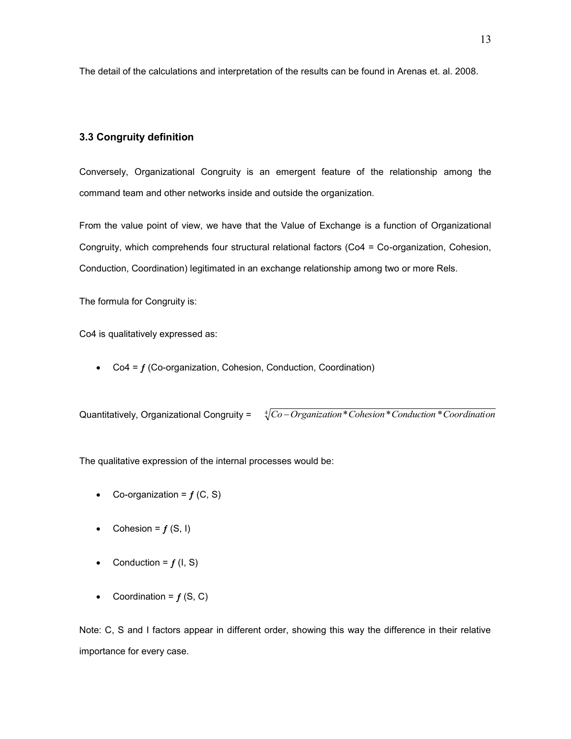The detail of the calculations and interpretation of the results can be found in Arenas et. al. 2008.

### 3.3 Congruity definition

Conversely, Organizational Congruity is an emergent feature of the relationship among the command team and other networks inside and outside the organization.

From the value point of view, we have that the Value of Exchange is a function of Organizational Congruity, which comprehends four structural relational factors (Co4 = Co-organization, Cohesion, Conduction, Coordination) legitimated in an exchange relationship among two or more Rels.

The formula for Congruity is:

Co4 is qualitatively expressed as:

- Co4 = $f$ (Co-organization, Cohesion, Conduction, Coordination)

Quantitatively, Organizational Congruity = $\sqrt[4]{Co-Organization * Cohesion * Conduction * Coordination}$

The qualitative expression of the internal processes would be:

- Co-organization = $f$ (C, S)
- Cohesion = $f$ (S, I)
- Conduction = $f$ (I, S)
- Coordination = $f$ (S, C)

Note: C, S and I factors appear in different order, showing this way the difference in their relative importance for every case.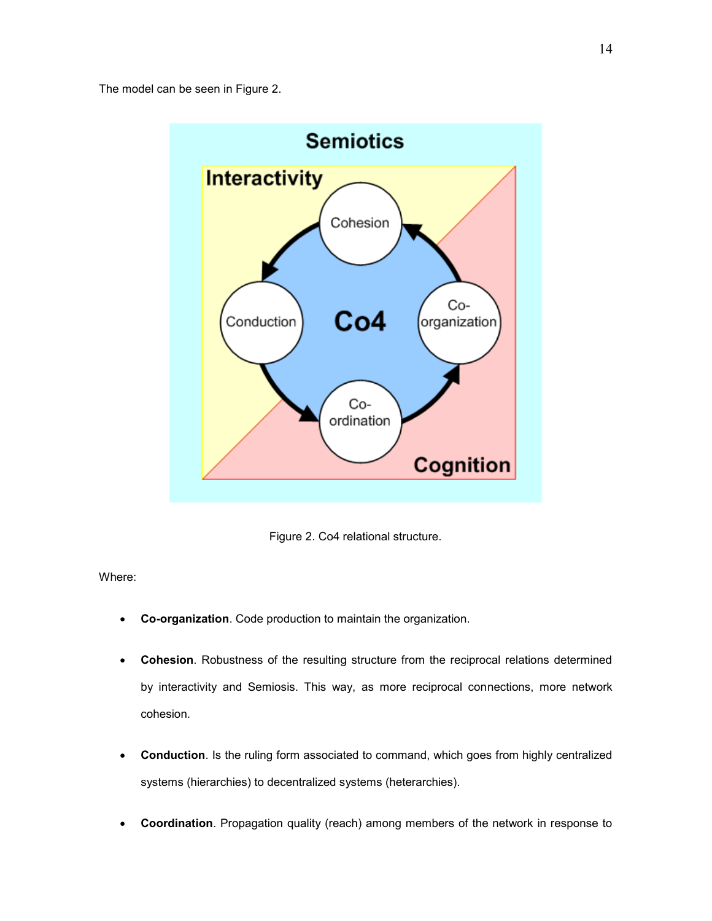The model can be seen in Figure 2.

Figure 2. Co4 relational structure.

Where:

- **Co-organization**. Code production to maintain the organization.
- **Cohesion**. Robustness of the resulting structure from the reciprocal relations determined by interactivity and Semiosis. This way, as more reciprocal connections, more network cohesion.
- **Conduction**. Is the ruling form associated to command, which goes from highly centralized systems (hierarchies) to decentralized systems (heterarchies).
- **Coordination**. Propagation quality (reach) among members of the network in response to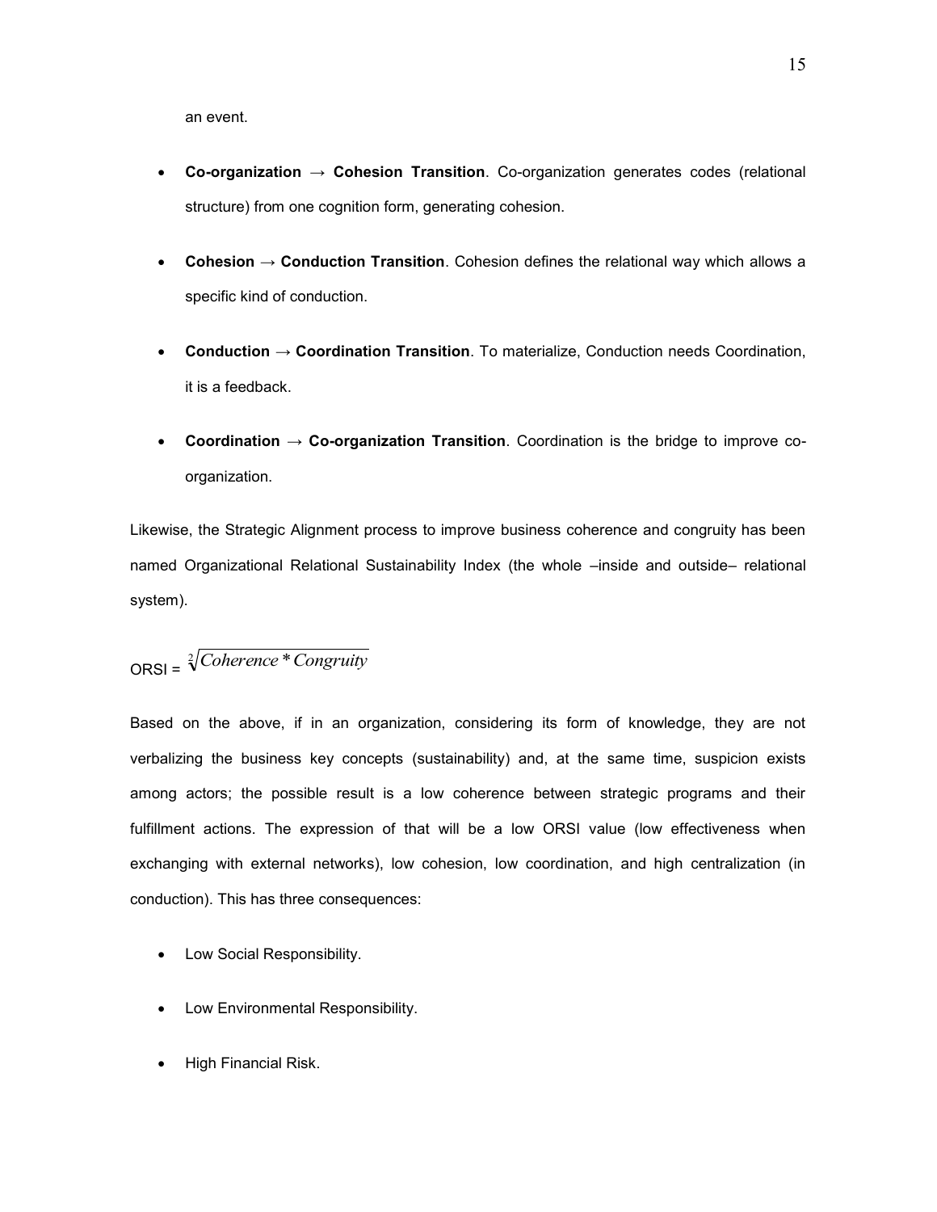an event.

- **Co-organization → Cohesion Transition**. Co-organization generates codes (relational structure) from one cognition form, generating cohesion.

- **Cohesion → Conduction Transition**. Cohesion defines the relational way which allows a specific kind of conduction.

- **Conduction → Coordination Transition**. To materialize, Conduction needs Coordination, it is a feedback.

- **Coordination → Co-organization Transition**. Coordination is the bridge to improve co-organization.

Likewise, the Strategic Alignment process to improve business coherence and congruity has been named Organizational Relational Sustainability Index (the whole –inside and outside– relational system).

$$\text{ORSI} = \sqrt[2]{Coherence * Congruity}$$

Based on the above, if in an organization, considering its form of knowledge, they are not verbalizing the business key concepts (sustainability) and, at the same time, suspicion exists among actors; the possible result is a low coherence between strategic programs and their fulfillment actions. The expression of that will be a low ORSI value (low effectiveness when exchanging with external networks), low cohesion, low coordination, and high centralization (in conduction). This has three consequences:

- Low Social Responsibility.

- Low Environmental Responsibility.

- High Financial Risk.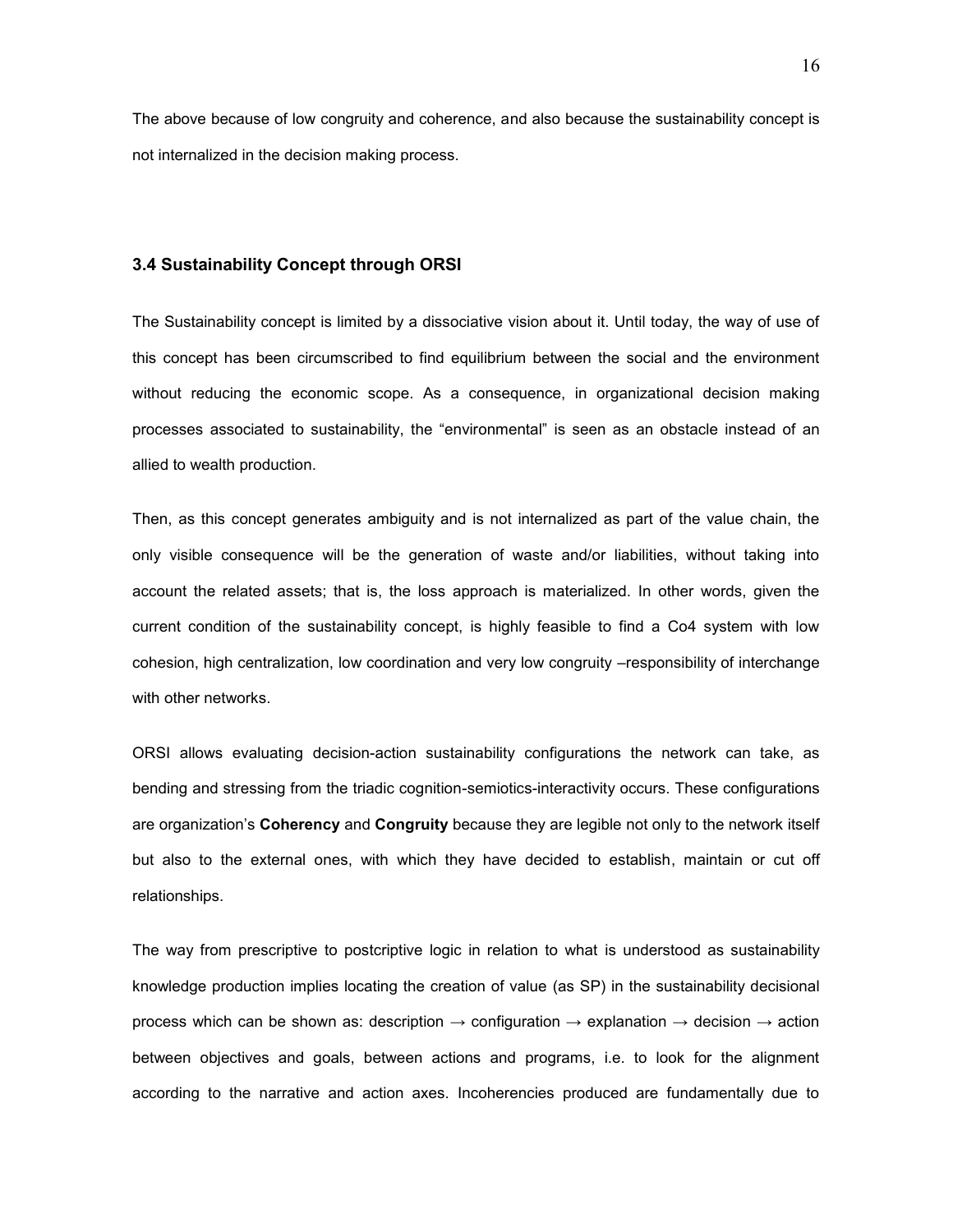The above because of low congruity and coherence, and also because the sustainability concept is not internalized in the decision making process.

### 3.4 Sustainability Concept through ORSI

The Sustainability concept is limited by a dissociative vision about it. Until today, the way of use of this concept has been circumscribed to find equilibrium between the social and the environment without reducing the economic scope. As a consequence, in organizational decision making processes associated to sustainability, the "environmental" is seen as an obstacle instead of an allied to wealth production.

Then, as this concept generates ambiguity and is not internalized as part of the value chain, the only visible consequence will be the generation of waste and/or liabilities, without taking into account the related assets; that is, the loss approach is materialized. In other words, given the current condition of the sustainability concept, is highly feasible to find a Co4 system with low cohesion, high centralization, low coordination and very low congruity –responsibility of interchange with other networks.

ORSI allows evaluating decision-action sustainability configurations the network can take, as bending and stressing from the triadic cognition-semiotics-interactivity occurs. These configurations are organization's **Coherency** and **Congruity** because they are legible not only to the network itself but also to the external ones, with which they have decided to establish, maintain or cut off relationships.

The way from prescriptive to postcriptive logic in relation to what is understood as sustainability knowledge production implies locating the creation of value (as SP) in the sustainability decisional process which can be shown as: description → configuration → explanation → decision → action between objectives and goals, between actions and programs, i.e. to look for the alignment according to the narrative and action axes. Incoherencies produced are fundamentally due to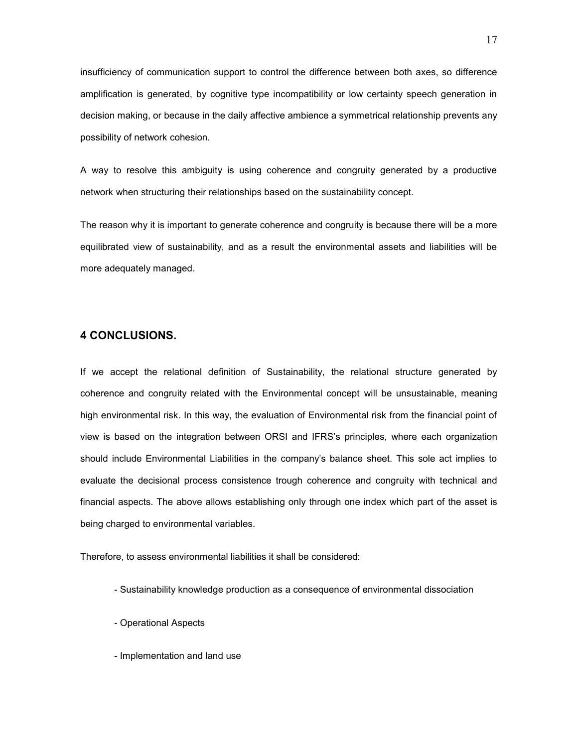insufficiency of communication support to control the difference between both axes, so difference amplification is generated, by cognitive type incompatibility or low certainty speech generation in decision making, or because in the daily affective ambience a symmetrical relationship prevents any possibility of network cohesion.

A way to resolve this ambiguity is using coherence and congruity generated by a productive network when structuring their relationships based on the sustainability concept.

The reason why it is important to generate coherence and congruity is because there will be a more equilibrated view of sustainability, and as a result the environmental assets and liabilities will be more adequately managed.

## 4 CONCLUSIONS.

If we accept the relational definition of Sustainability, the relational structure generated by coherence and congruity related with the Environmental concept will be unsustainable, meaning high environmental risk. In this way, the evaluation of Environmental risk from the financial point of view is based on the integration between ORSI and IFRS's principles, where each organization should include Environmental Liabilities in the company's balance sheet. This sole act implies to evaluate the decisional process consistence trough coherence and congruity with technical and financial aspects. The above allows establishing only through one index which part of the asset is being charged to environmental variables.

Therefore, to assess environmental liabilities it shall be considered:

- Sustainability knowledge production as a consequence of environmental dissociation
- Operational Aspects
- Implementation and land use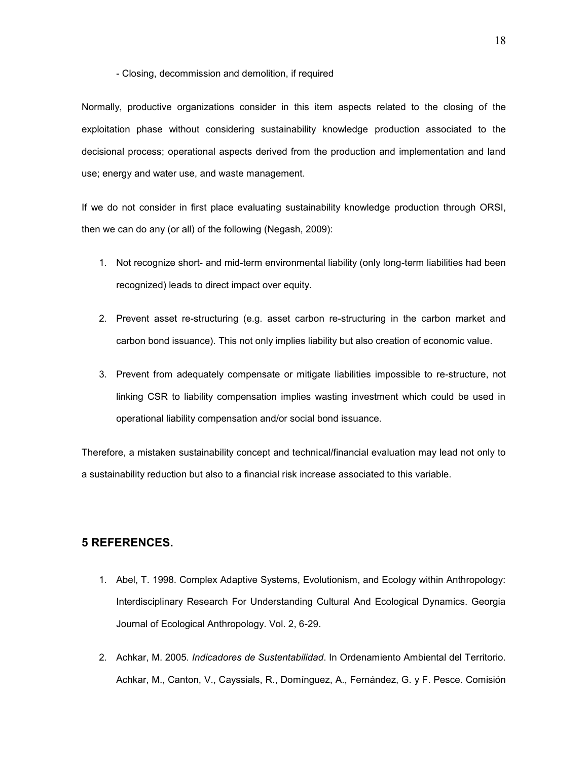- Closing, decommission and demolition, if required

Normally, productive organizations consider in this item aspects related to the closing of the exploitation phase without considering sustainability knowledge production associated to the decisional process; operational aspects derived from the production and implementation and land use; energy and water use, and waste management.

If we do not consider in first place evaluating sustainability knowledge production through ORSI, then we can do any (or all) of the following (Negash, 2009):

1. Not recognize short- and mid-term environmental liability (only long-term liabilities had been recognized) leads to direct impact over equity.
2. Prevent asset re-structuring (e.g. asset carbon re-structuring in the carbon market and carbon bond issuance). This not only implies liability but also creation of economic value.
3. Prevent from adequately compensate or mitigate liabilities impossible to re-structure, not linking CSR to liability compensation implies wasting investment which could be used in operational liability compensation and/or social bond issuance.

Therefore, a mistaken sustainability concept and technical/financial evaluation may lead not only to a sustainability reduction but also to a financial risk increase associated to this variable.

## 5 REFERENCES.

1. Abel, T. 1998. Complex Adaptive Systems, Evolutionism, and Ecology within Anthropology: Interdisciplinary Research For Understanding Cultural And Ecological Dynamics. Georgia Journal of Ecological Anthropology. Vol. 2, 6-29.
2. Achkar, M. 2005. *Indicadores de Sustentabilidad*. In Ordenamiento Ambiental del Territorio. Achkar, M., Canton, V., Cayssials, R., Domínguez, A., Fernández, G. y F. Pesce. Comisión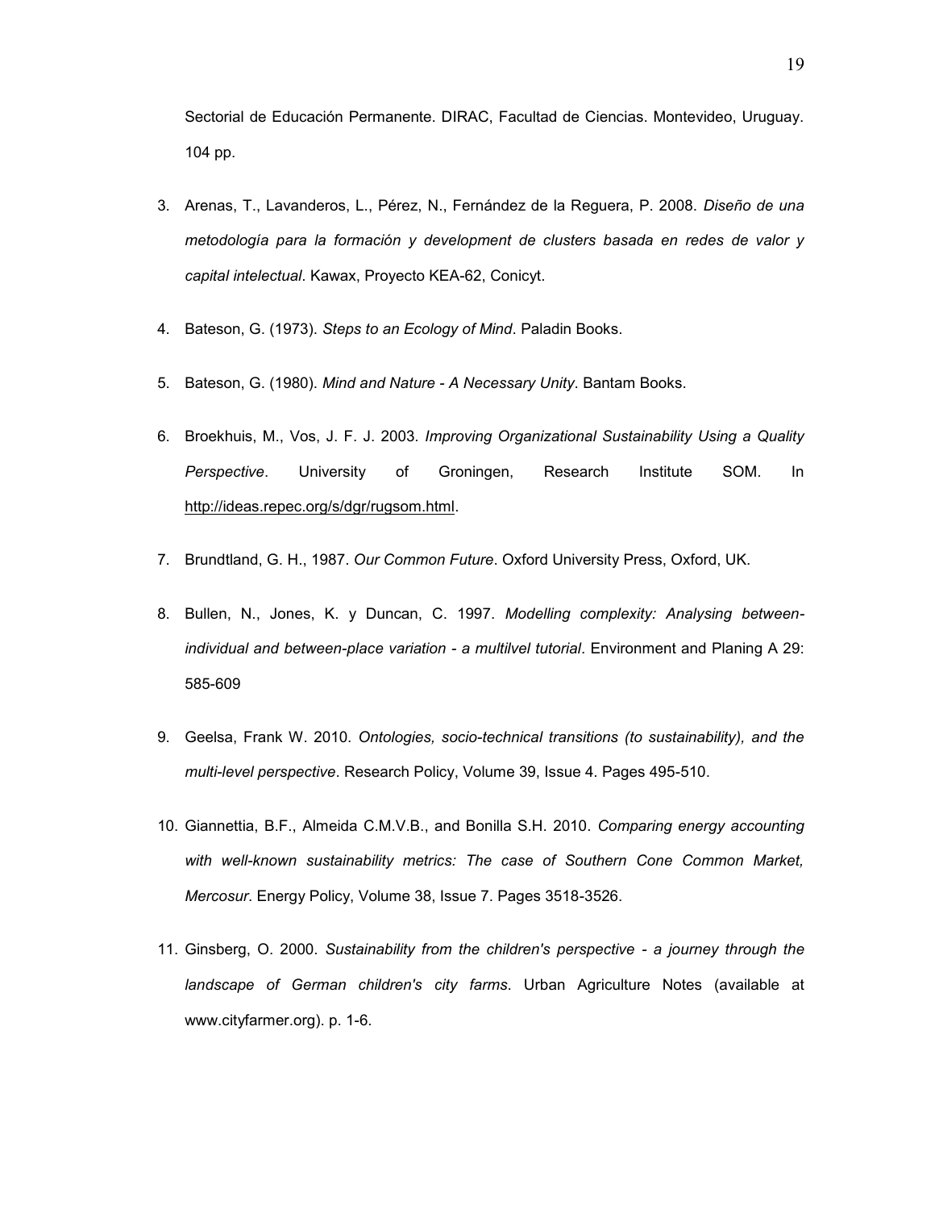Sectorial de Educación Permanente. DIRAC, Facultad de Ciencias. Montevideo, Uruguay. 104 pp.

3. Arenas, T., Lavanderos, L., Pérez, N., Fernández de la Reguera, P. 2008. *Diseño de una metodología para la formación y development de clusters basada en redes de valor y capital intelectual*. Kawax, Proyecto KEA-62, Conicyt.

4. Bateson, G. (1973). *Steps to an Ecology of Mind*. Paladin Books.

5. Bateson, G. (1980). *Mind and Nature - A Necessary Unity*. Bantam Books.

6. Broekhuis, M., Vos, J. F. J. 2003. *Improving Organizational Sustainability Using a Quality Perspective*. University of Groningen, Research Institute SOM. In http://ideas.repec.org/s/dgr/rugsom.html.

7. Brundtland, G. H., 1987. *Our Common Future*. Oxford University Press, Oxford, UK.

8. Bullen, N., Jones, K. y Duncan, C. 1997. *Modelling complexity: Analysing between-individual and between-place variation - a multilvel tutorial*. Environment and Planing A 29: 585-609

9. Geelsa, Frank W. 2010. *Ontologies, socio-technical transitions (to sustainability), and the multi-level perspective*. Research Policy, Volume 39, Issue 4. Pages 495-510.

10. Giannettia, B.F., Almeida C.M.V.B., and Bonilla S.H. 2010. *Comparing energy accounting with well-known sustainability metrics: The case of Southern Cone Common Market, Mercosur*. Energy Policy, Volume 38, Issue 7. Pages 3518-3526.

11. Ginsberg, O. 2000. *Sustainability from the children's perspective - a journey through the landscape of German children's city farms.* Urban Agriculture Notes (available at www.cityfarmer.org). p. 1-6.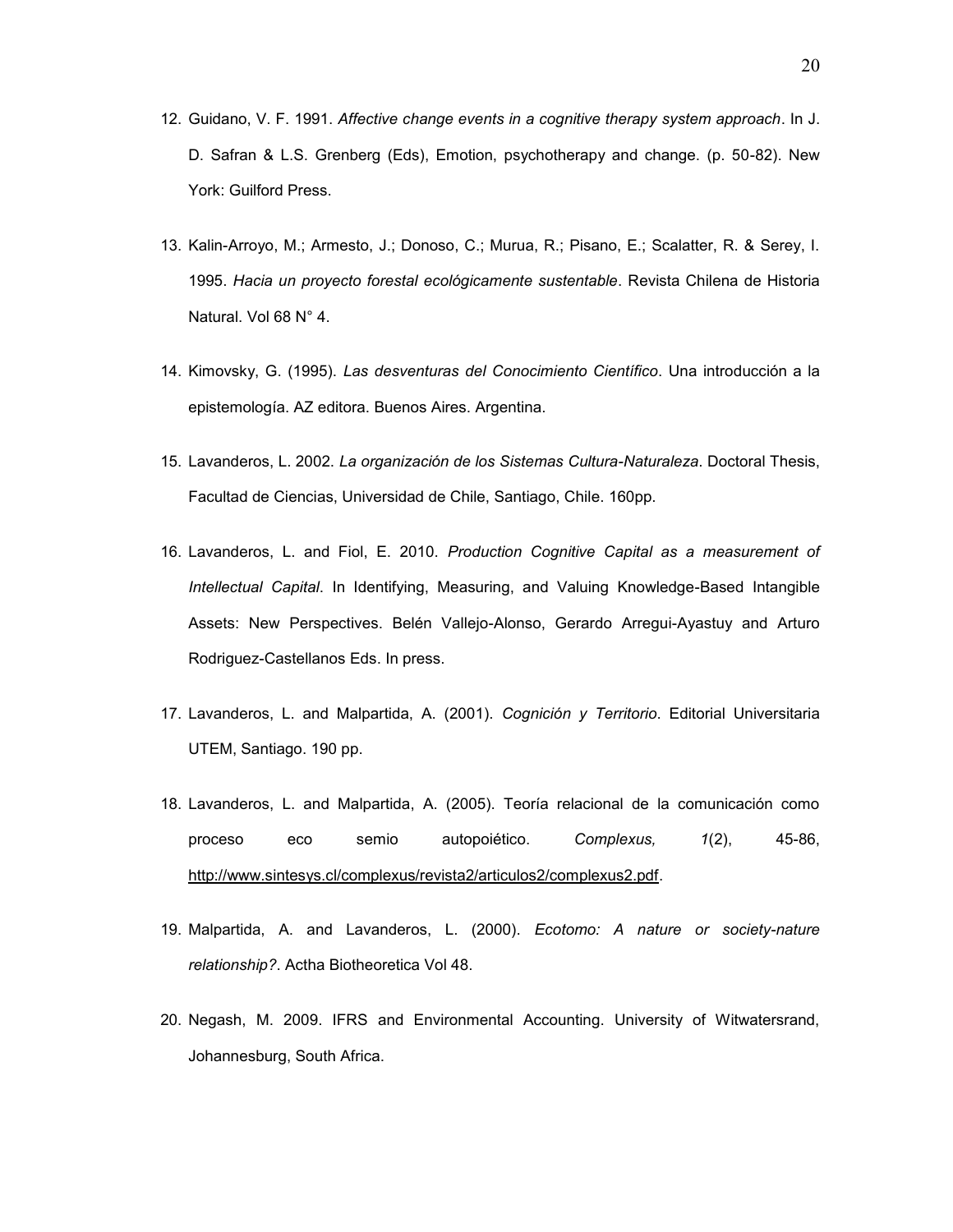12. Guidano, V. F. 1991. *Affective change events in a cognitive therapy system approach*. In J. D. Safran & L.S. Grenberg (Eds), Emotion, psychotherapy and change. (p. 50-82). New York: Guilford Press.

13. Kalin-Arroyo, M.; Armesto, J.; Donoso, C.; Murua, R.; Pisano, E.; Scalatter, R. & Serey, I. 1995. *Hacia un proyecto forestal ecológicamente sustentable*. Revista Chilena de Historia Natural. Vol 68 N° 4.

14. Kimovsky, G. (1995). *Las desventuras del Conocimiento Científico*. Una introducción a la epistemología. AZ editora. Buenos Aires. Argentina.

15. Lavanderos, L. 2002. *La organización de los Sistemas Cultura-Naturaleza*. Doctoral Thesis, Facultad de Ciencias, Universidad de Chile, Santiago, Chile. 160pp.

16. Lavanderos, L. and Fiol, E. 2010. *Production Cognitive Capital as a measurement of Intellectual Capital*. In Identifying, Measuring, and Valuing Knowledge-Based Intangible Assets: New Perspectives. Belén Vallejo-Alonso, Gerardo Arregui-Ayastuy and Arturo Rodriguez-Castellanos Eds. In press.

17. Lavanderos, L. and Malpartida, A. (2001). *Cognición y Territorio*. Editorial Universitaria UTEM, Santiago. 190 pp.

18. Lavanderos, L. and Malpartida, A. (2005). Teoría relacional de la comunicación como proceso eco semio autopoiético. *Complexus, 1*(2), 45-86, http://www.sintesys.cl/complexus/revista2/articulos2/complexus2.pdf.

19. Malpartida, A. and Lavanderos, L. (2000). *Ecotomo: A nature or society-nature relationship?*. Actha Biotheoretica Vol 48.

20. Negash, M. 2009. IFRS and Environmental Accounting. University of Witwatersrand, Johannesburg, South Africa.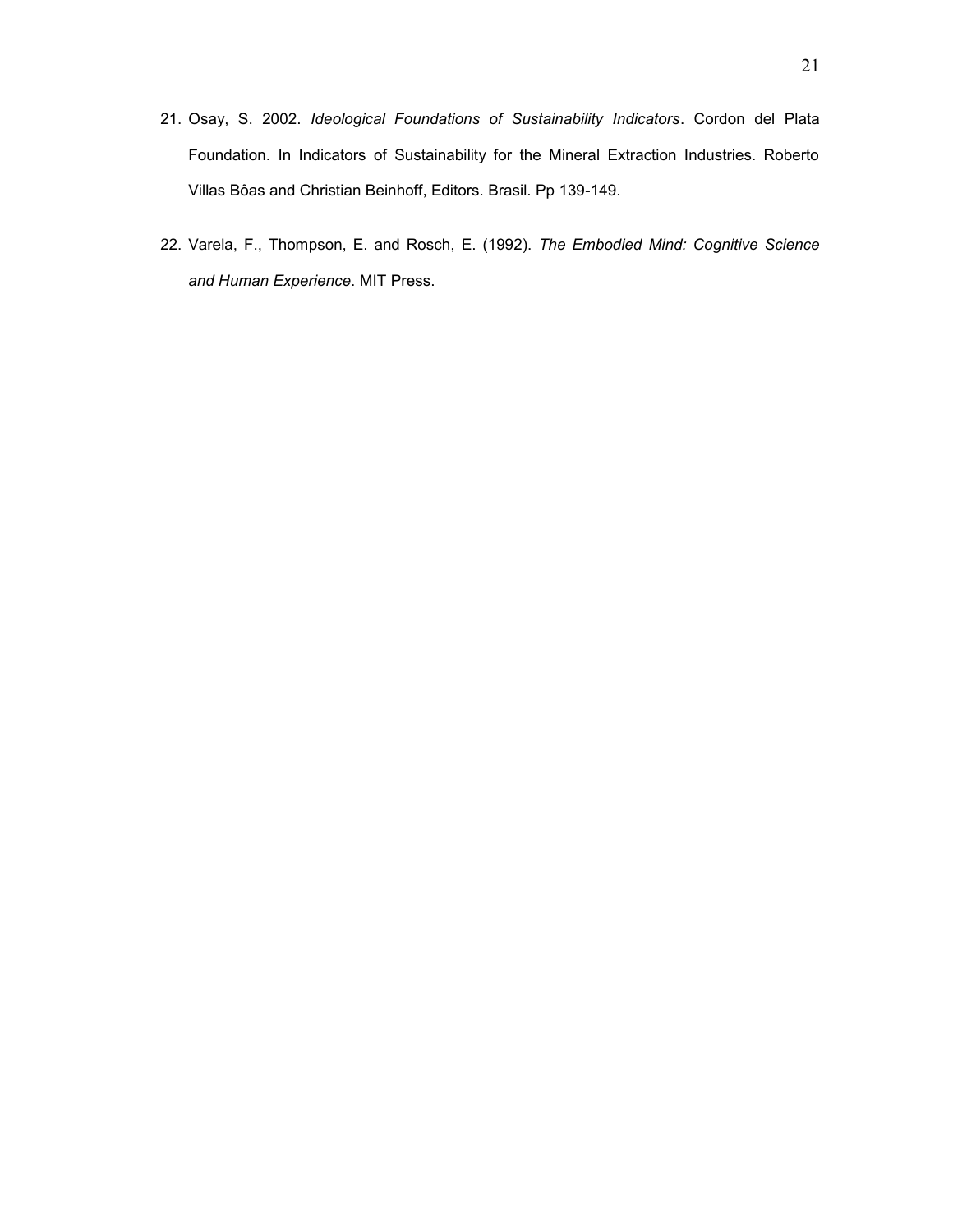21. Osay, S. 2002. *Ideological Foundations of Sustainability Indicators*. Cordon del Plata Foundation. In Indicators of Sustainability for the Mineral Extraction Industries. Roberto Villas Bôas and Christian Beinhoff, Editors. Brasil. Pp 139-149.

22. Varela, F., Thompson, E. and Rosch, E. (1992). *The Embodied Mind: Cognitive Science and Human Experience*. MIT Press.